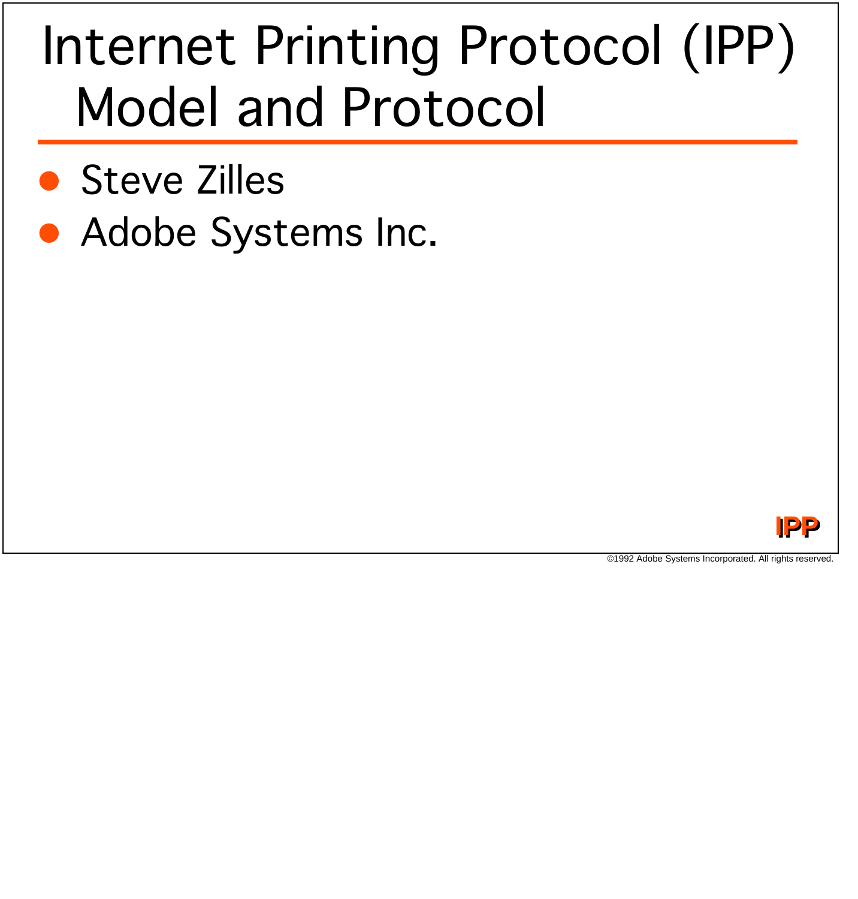# Internet Printing Protocol (IPP) Model and Protocol

- Steve Zilles
- Adobe Systems Inc.

IPP

©1992 Adobe Systems Incorporated. All rights reserved.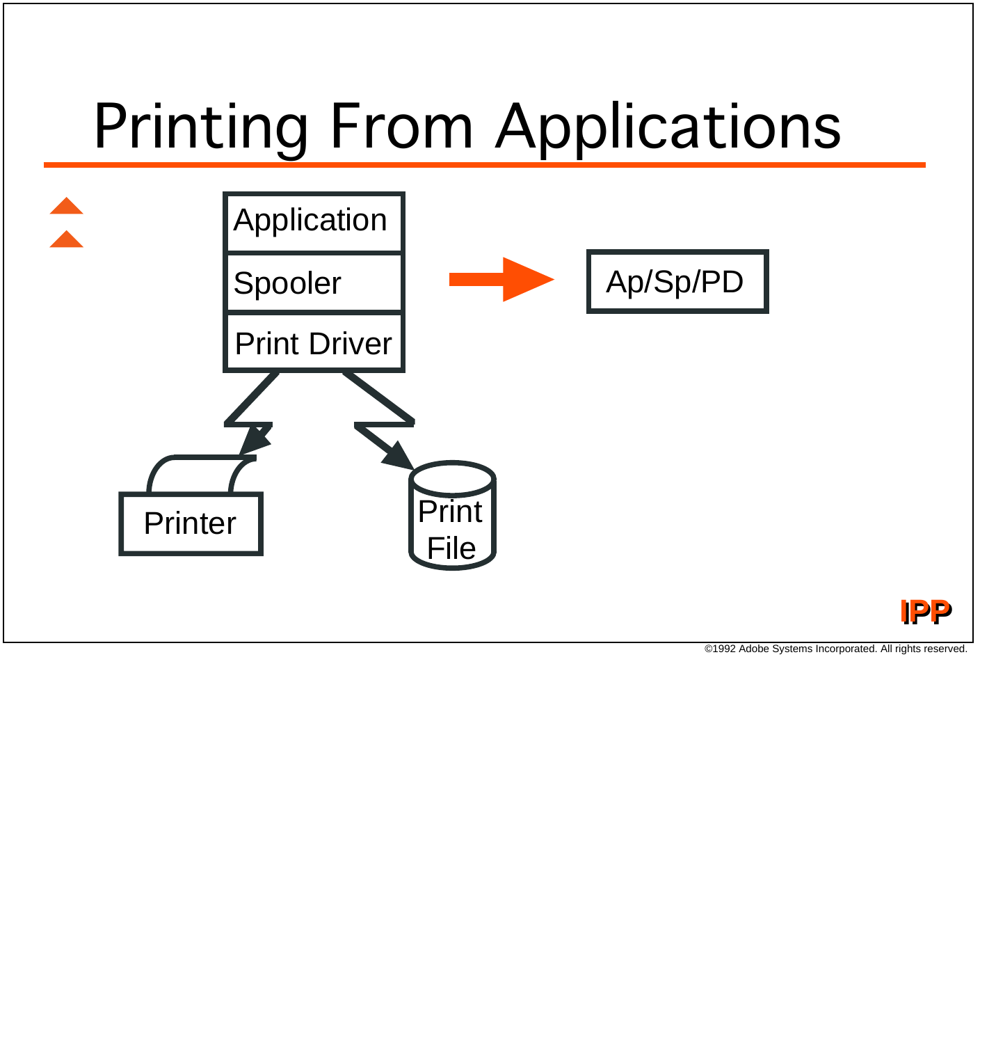# Printing From Applications

Application

Spooler

Print Driver

Ap/Sp/PD

Printer

Print File

IPP

©1992 Adobe Systems Incorporated. All rights reserved.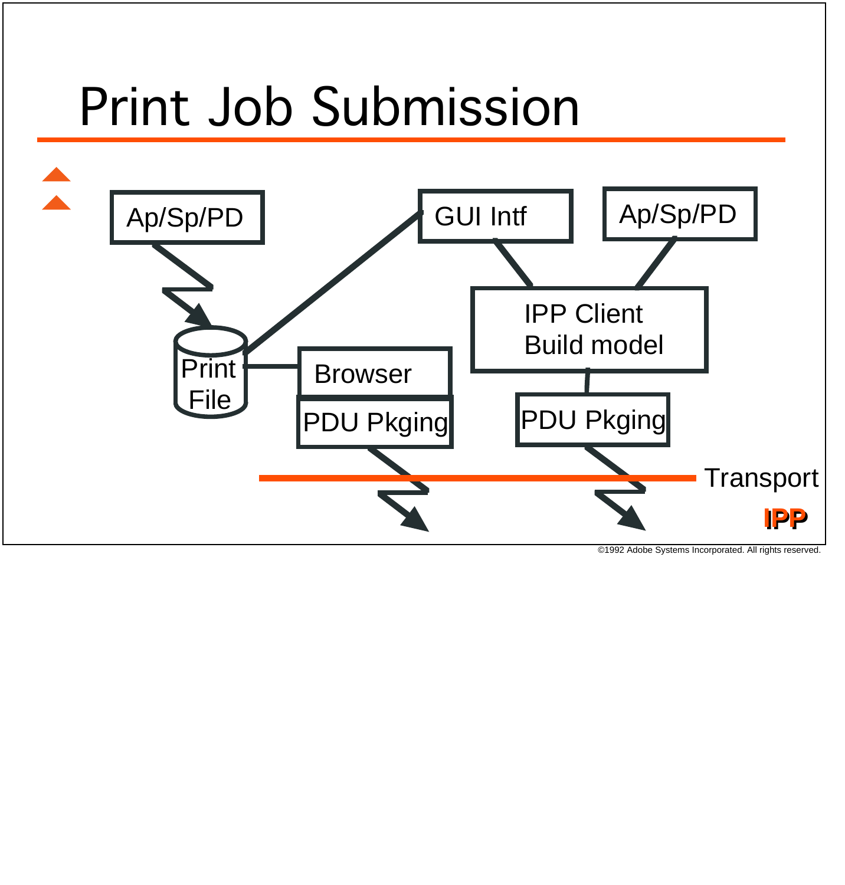# Print Job Submission

Ap/Sp/PD

GUI Intf

Ap/Sp/PD

IPP Client
Build model

Print
File

Browser

PDU Pkging

PDU Pkging

Transport

IPP

©1992 Adobe Systems Incorporated. All rights reserved.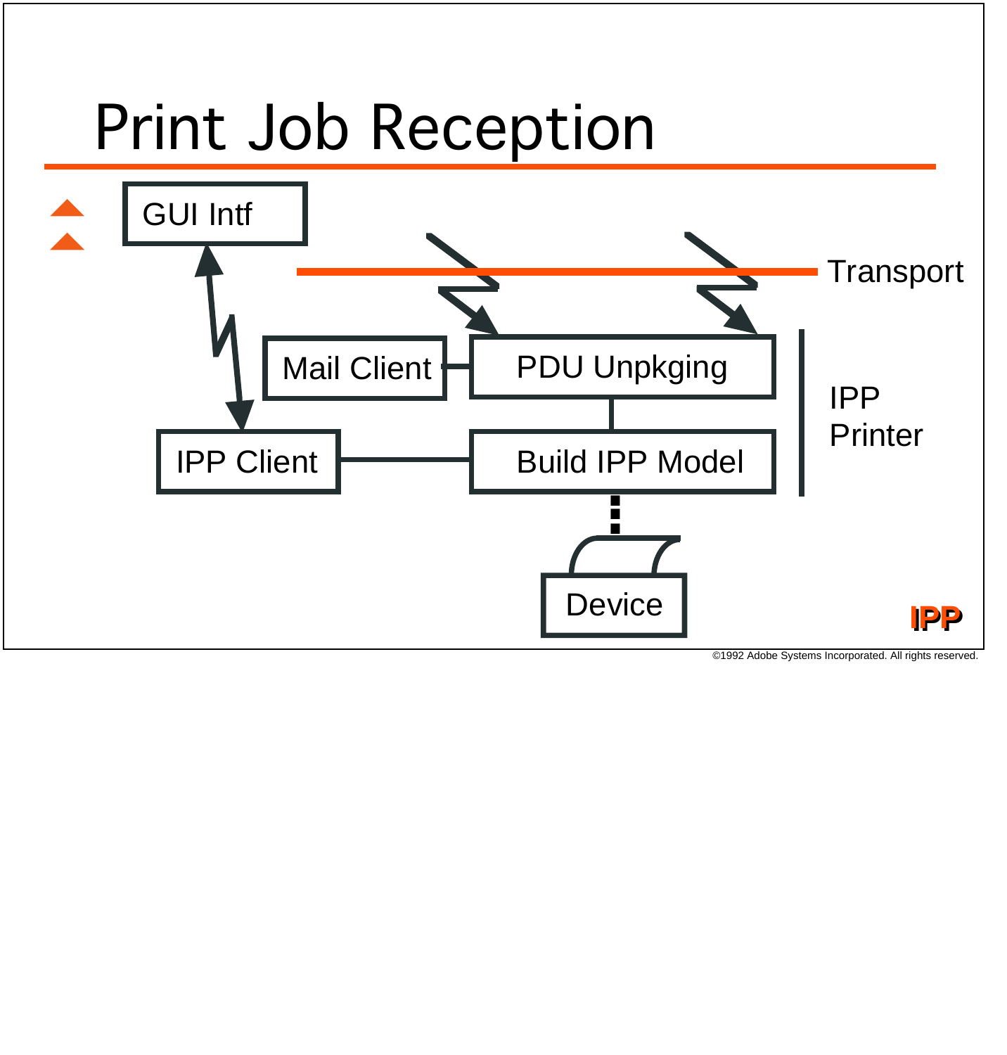# Print Job Reception

GUI Intf

Transport

Mail Client

PDU Unpkging

IPP Printer

IPP Client

Build IPP Model

Device

IPP

©1992 Adobe Systems Incorporated. All rights reserved.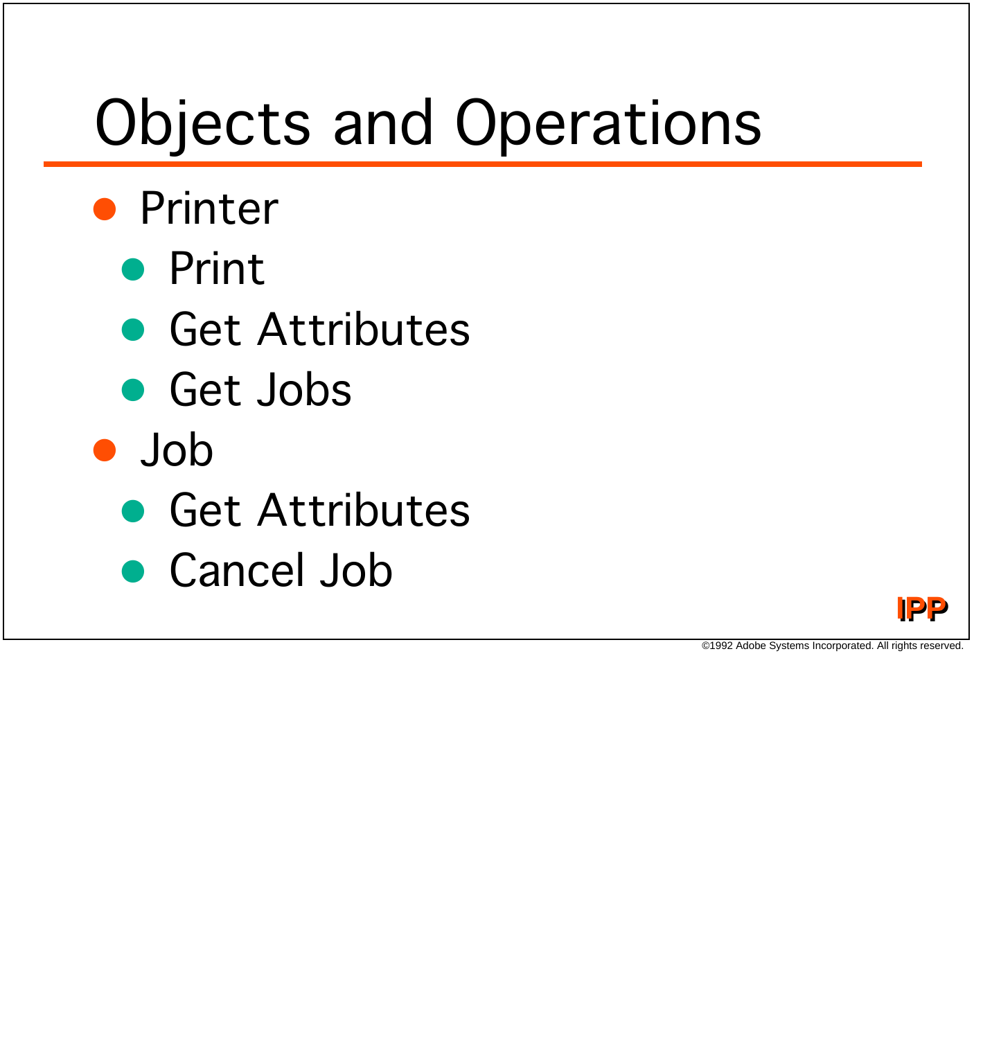# Objects and Operations

- Printer
  - Print
  - Get Attributes
  - Get Jobs
- Job
  - Get Attributes
  - Cancel Job

IPP

©1992 Adobe Systems Incorporated. All rights reserved.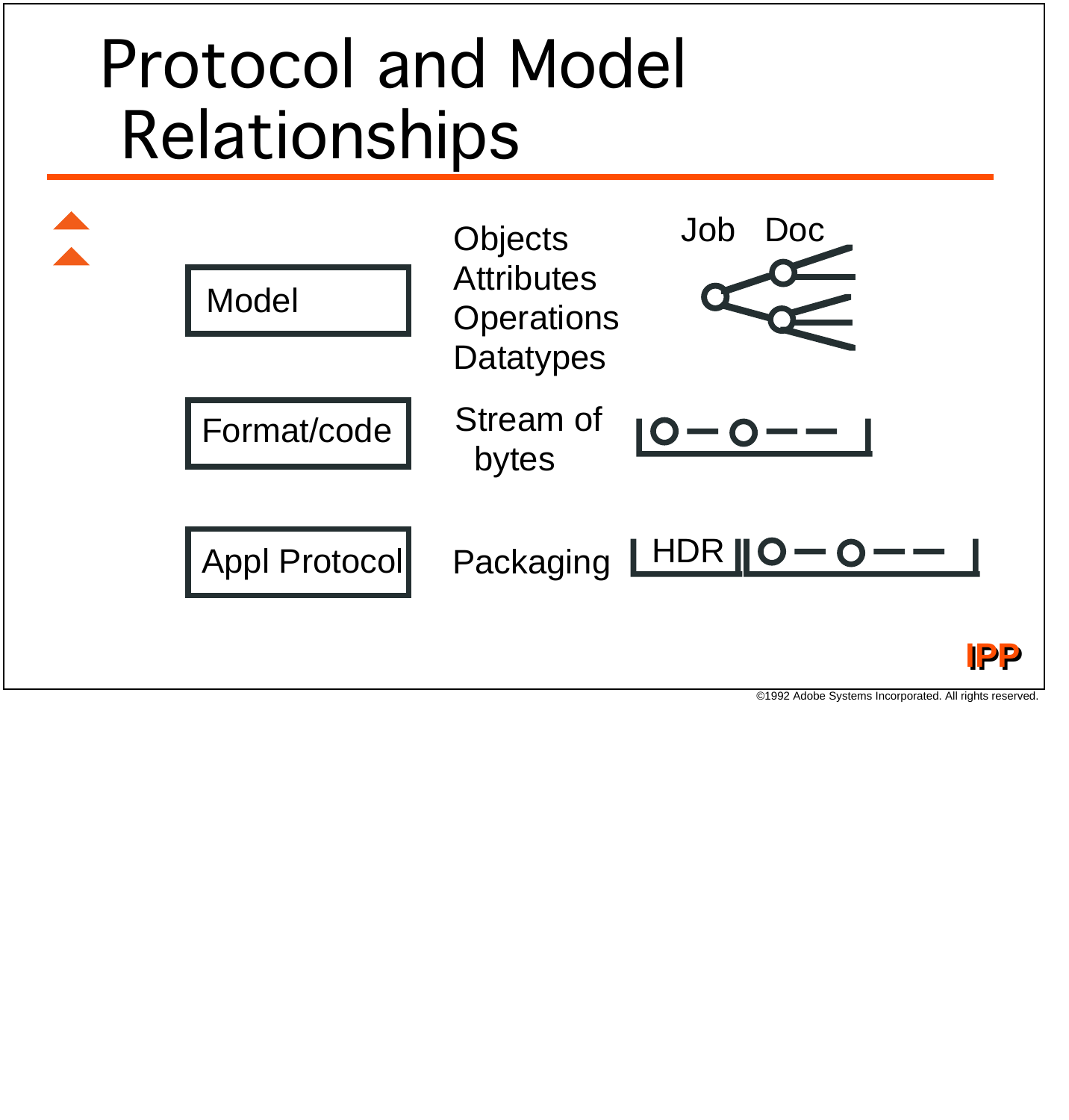# Protocol and Model Relationships

| | | |
|---|---|---|
| Model | Objects<br>Attributes<br>Operations<br>Datatypes | Job Doc |
| Format/code | Stream of bytes | |
| Appl Protocol | Packaging | HDR |

IPP

©1992 Adobe Systems Incorporated. All rights reserved.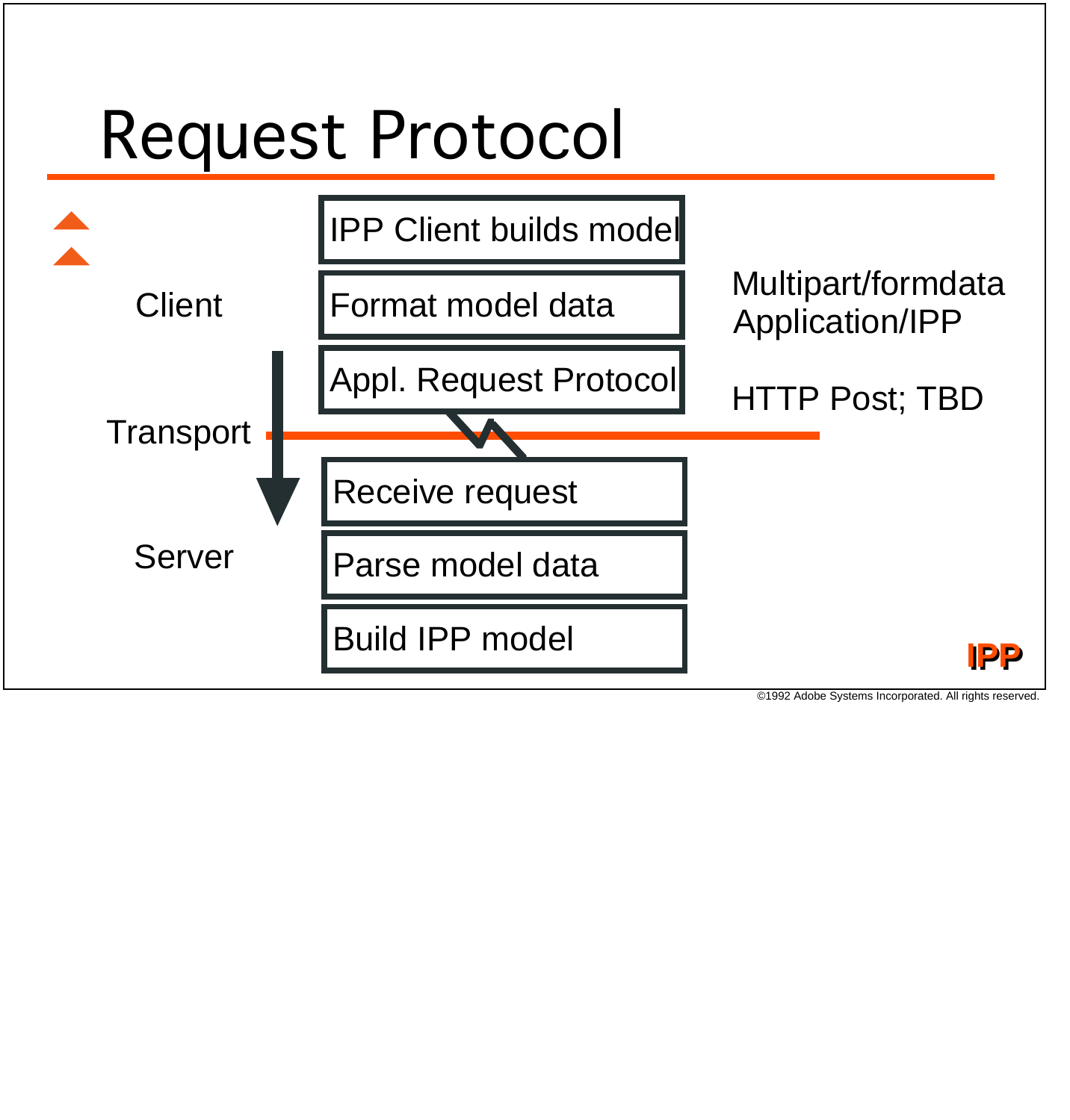# Request Protocol

Client

- IPP Client builds model
- Format model data — Multipart/formdata, Application/IPP
- Appl. Request Protocol — HTTP Post; TBD

Transport

Server

- Receive request
- Parse model data
- Build IPP model

IPP

©1992 Adobe Systems Incorporated. All rights reserved.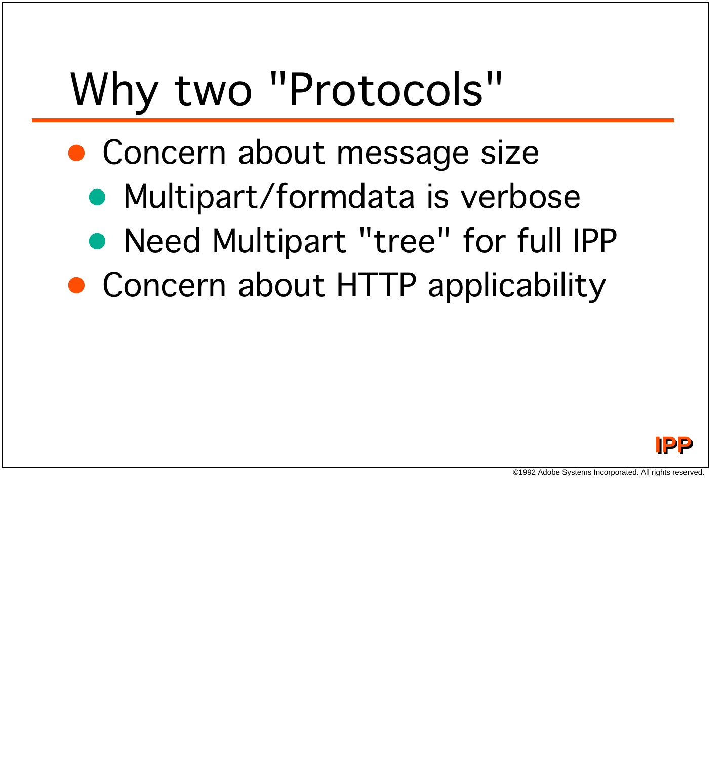# Why two "Protocols"

- Concern about message size
  - Multipart/formdata is verbose
  - Need Multipart "tree" for full IPP
- Concern about HTTP applicability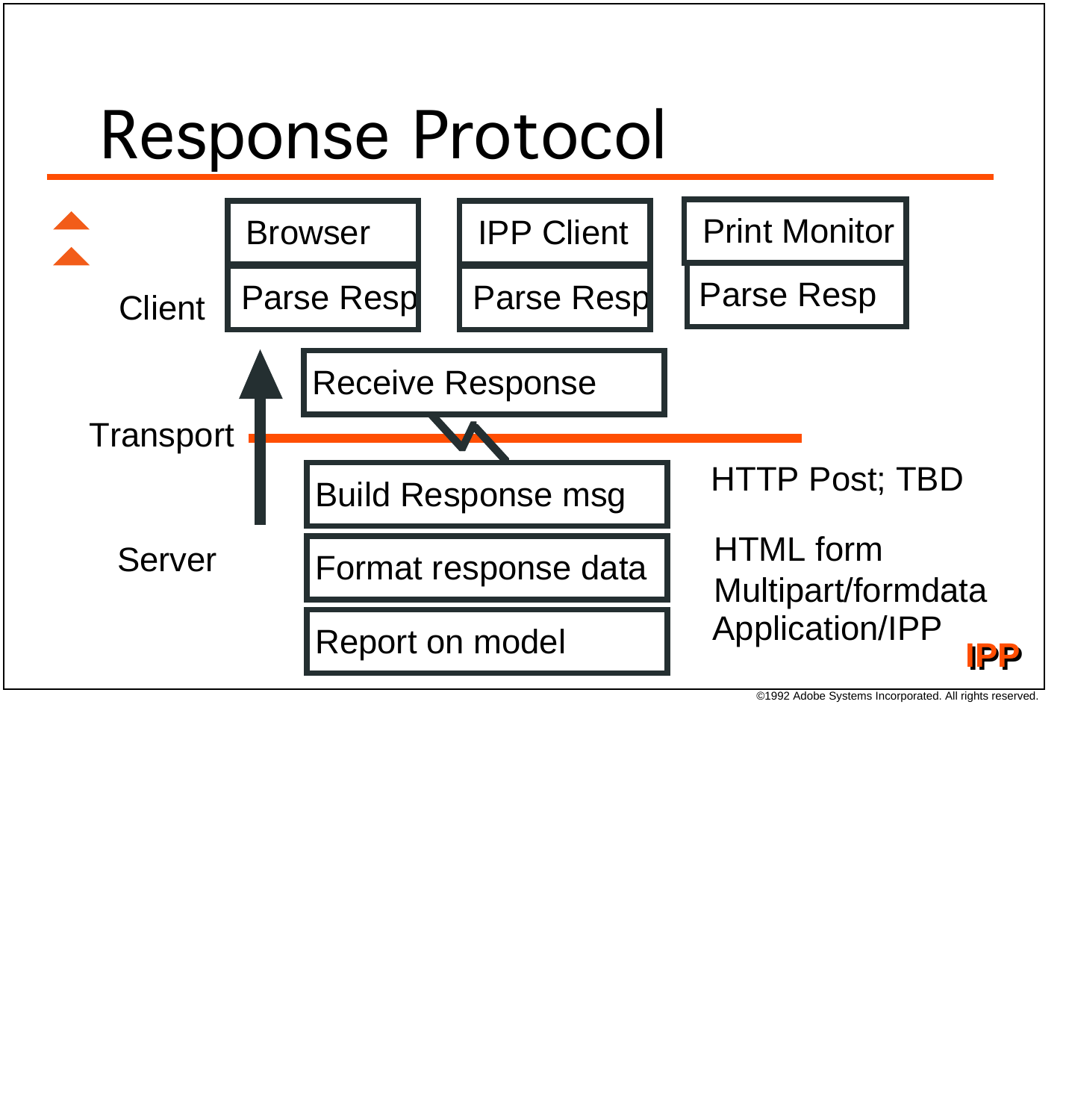# Response Protocol

Client

| Browser | IPP Client | Print Monitor |
|---|---|---|
| Parse Resp | Parse Resp | Parse Resp |

Receive Response

Transport

Server

Build Response msg — HTTP Post; TBD

Format response data — HTML form, Multipart/formdata, Application/IPP

Report on model

IPP

©1992 Adobe Systems Incorporated. All rights reserved.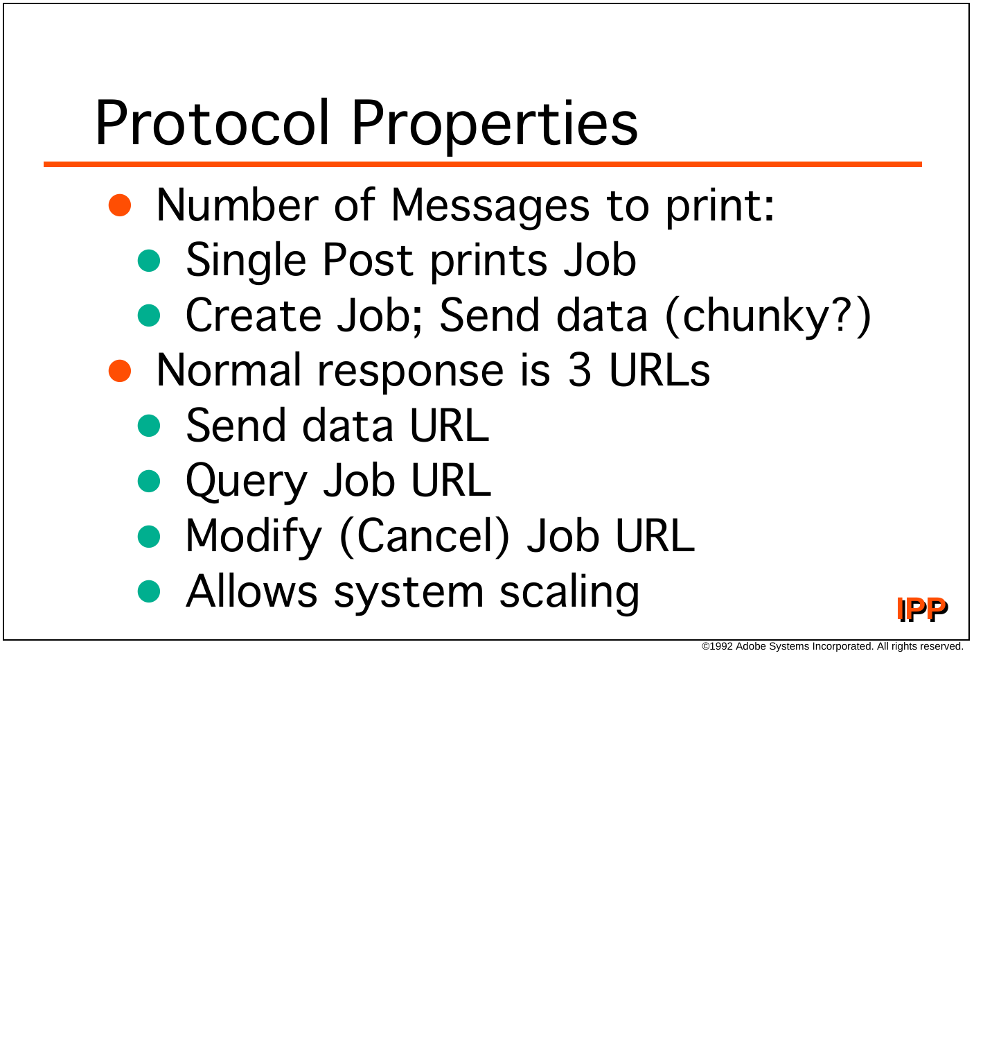# Protocol Properties

- Number of Messages to print:
  - Single Post prints Job
  - Create Job; Send data (chunky?)
- Normal response is 3 URLs
  - Send data URL
  - Query Job URL
  - Modify (Cancel) Job URL
  - Allows system scaling

IPP

©1992 Adobe Systems Incorporated. All rights reserved.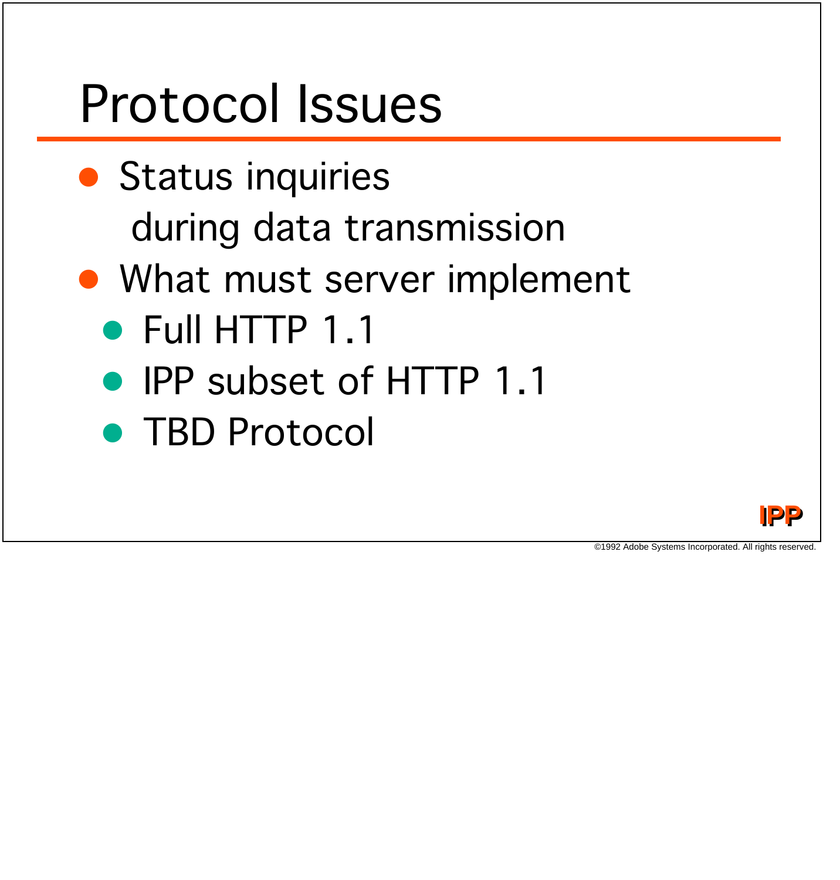# Protocol Issues

- Status inquiries
  during data transmission
- What must server implement
  - Full HTTP 1.1
  - IPP subset of HTTP 1.1
  - TBD Protocol

IPP

©1992 Adobe Systems Incorporated. All rights reserved.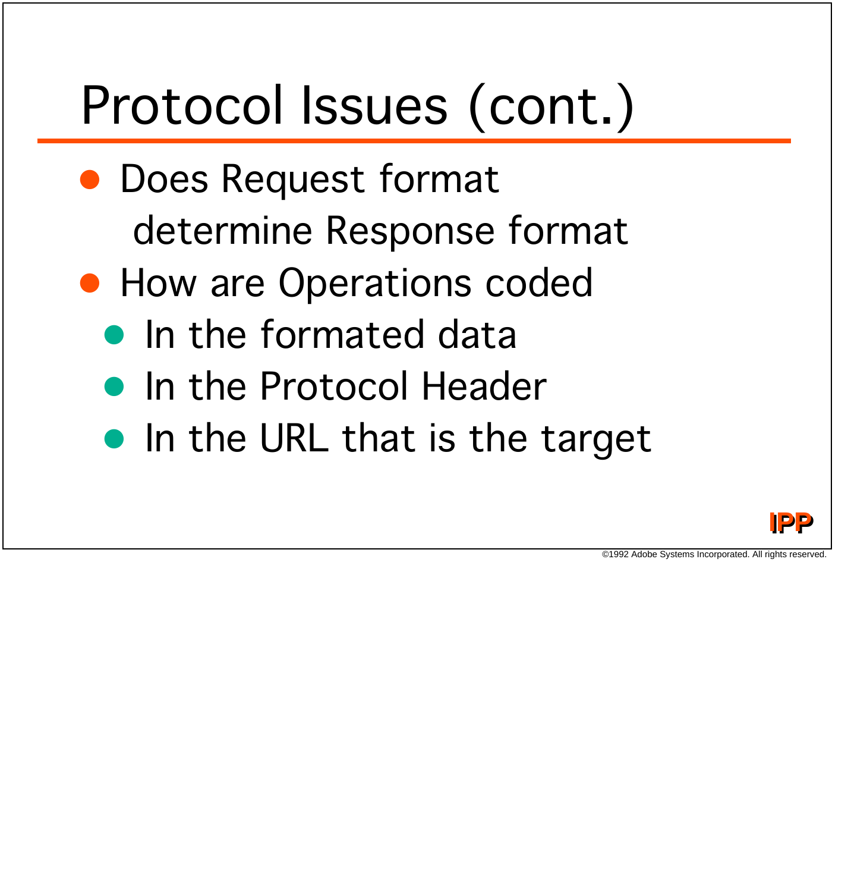# Protocol Issues (cont.)

- Does Request format determine Response format
- How are Operations coded
  - In the formated data
  - In the Protocol Header
  - In the URL that is the target

IPP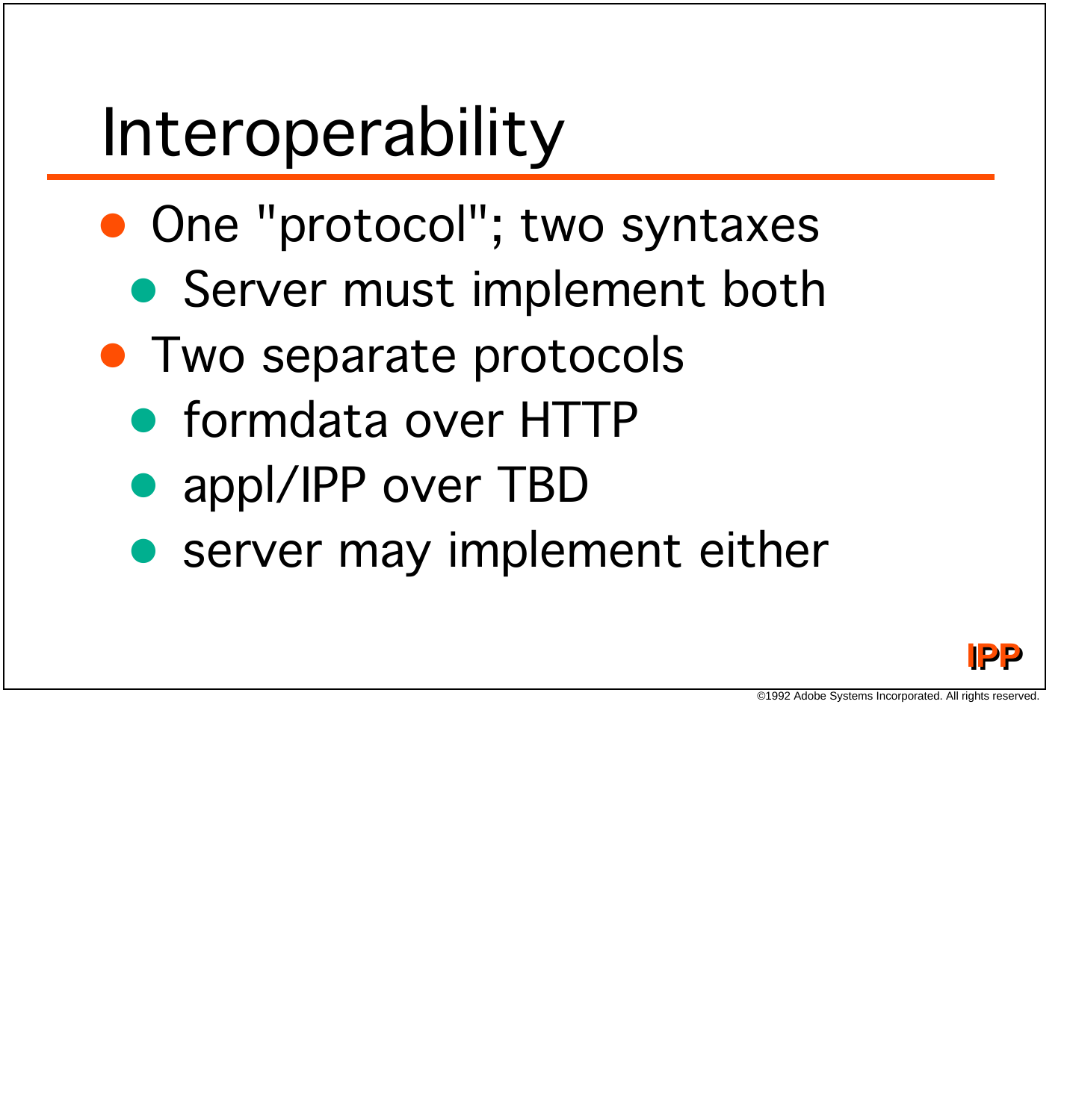# Interoperability

- One "protocol"; two syntaxes
  - Server must implement both
- Two separate protocols
  - formdata over HTTP
  - appl/IPP over TBD
  - server may implement either